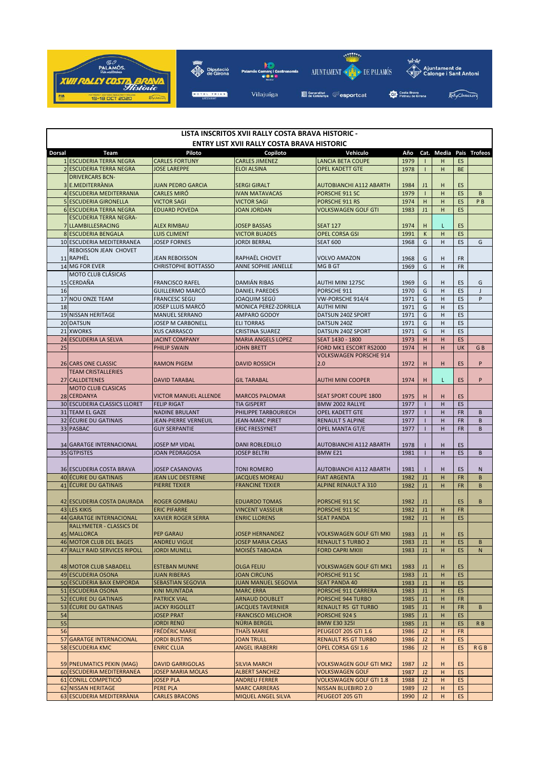# LISTA INSCRITOS XVII RALLY COSTA BRAVA HISTORIC - ENTRY LIST XVII RALLY COSTA BRAVA HISTORIC

| Dorsal | Team | Piloto | Copiloto | Vehiculo | Año | Cat. | Media | Pais | Trofeos |
|---|---|---|---|---|---|---|---|---|---|
| 1 | ESCUDERIA TERRA NEGRA | CARLES FORTUNY | CARLES JIMENEZ | LANCIA BETA COUPE | 1979 | I | H | ES | |
| 2 | ESCUDERIA TERRA NEGRA | JOSE LAREPPE | ELOI ALSINA | OPEL KADETT GTE | 1978 | I | H | BE | |
| 3 | DRIVERCARS BCN-E.MEDITERRÀNIA | JUAN PEDRO GARCIA | SERGI GIRALT | AUTOBIANCHI A112 ABARTH | 1984 | J1 | H | ES | |
| 4 | ESCUDERIA MEDITERRANIA | CARLES MIRÓ | IVAN MATAVACAS | PORSCHE 911 SC | 1979 | I | H | ES | B |
| 5 | ESCUDERIA GIRONELLA | VICTOR SAGI | VICTOR SAGI | PORSCHE 911 RS | 1974 | H | H | ES | P B |
| 6 | ESCUDERIA TERRA NEGRA | EDUARD POVEDA | JOAN JORDAN | VOLKSWAGEN GOLF GTI | 1983 | J1 | H | ES | |
| 7 | ESCUDERIA TERRA NEGRA-LLAMBILLESRACING | ALEX RIMBAU | JOSEP BASSAS | SEAT 127 | 1974 | H | L | ES | |
| 8 | ESCUDERIA BENGALA | LUIS CLIMENT | VICTOR BUADES | OPEL CORSA GSI | 1991 | K | H | ES | |
| 10 | ESCUDERIA MEDITERRANEA | JOSEP FORNES | JORDI BERRAL | SEAT 600 | 1968 | G | H | ES | G |
| 11 | REBOISSON JEAN CHOVET RAPHËL | JEAN REBOISSON | RAPHAËL CHOVET | VOLVO AMAZON | 1968 | G | H | FR | |
| 14 | MG FOR EVER | CHRISTOPHE BOTTASSO | ANNE SOPHIE JANELLE | MG B GT | 1969 | G | H | FR | |
| 15 | MOTO CLUB CLÁSICAS CERDAÑA | FRANCISCO RAFEL | DAMIÁN RIBAS | AUTHI MINI 1275C | 1969 | G | H | ES | G |
| 16 | | GUILLERMO MARCÓ | DANIEL PAREDES | PORSCHE 911 | 1970 | G | H | ES | J |
| 17 | NOU ONZE TEAM | FRANCESC SEGU | JOAQUIM SEGÚ | VW-PORSCHE 914/4 | 1971 | G | H | ES | P |
| 18 | | JOSEP LLUIS MARCÓ | MONICA PEREZ-ZORRILLA | AUTHI MINI | 1971 | G | H | ES | |
| 19 | NISSAN HERITAGE | MANUEL SERRANO | AMPARO GODOY | DATSUN 240Z SPORT | 1971 | G | H | ES | |
| 20 | DATSUN | JOSEP M CARBONELL | ELI TORRAS | DATSUN 240Z | 1971 | G | H | ES | |
| 21 | XWORKS | XUS CARRASCO | CRISTINA SUAREZ | DATSUN 240Z SPORT | 1971 | G | H | ES | |
| 24 | ESCUDERIA LA SELVA | JACINT COMPANY | MARIA ANGELS LOPEZ | SEAT 1430 - 1800 | 1973 | H | H | ES | |
| 25 | | PHILIP SWAIN | JOHN BRETT | FORD MK1 ESCORT RS2000 | 1974 | H | H | UK | G B |
| 26 | CARS ONE CLASSIC | RAMON PIGEM | DAVID ROSSICH | VOLKSWAGEN PORSCHE 914 2.0 | 1972 | H | H | ES | P |
| 27 | TEAM CRISTALLERIES CALLDETENES | DAVID TARABAL | GIL TARABAL | AUTHI MINI COOPER | 1974 | H | L | ES | P |
| 28 | MOTO CLUB CLASICAS CERDANYA | VICTOR MANUEL ALLENDE | MARCOS PALOMAR | SEAT SPORT COUPE 1800 | 1975 | H | H | ES | |
| 30 | ESCUDERIA CLASSICS LLORET | FELIP RIGAT | TIA GISPERT | BMW 2002 RALLYE | 1977 | I | H | ES | |
| 31 | TEAM EL GAZE | NADINE BRULANT | PHILIPPE TARBOURIECH | OPEL KADETT GTE | 1977 | I | H | FR | B |
| 32 | ÉCURIE DU GATINAIS | JEAN-PIERRE VERNEUIL | JEAN-MARC PIRET | RENAULT 5 ALPINE | 1977 | I | H | FR | B |
| 33 | PASBAC | GUY SERPANTIE | ERIC FRESSYNET | OPEL MANTA GT/E | 1977 | I | H | FR | B |
| 34 | GARATGE INTERNACIONAL | JOSEP Mª VIDAL | DANI ROBLEDILLO | AUTOBIANCHI A112 ABARTH | 1978 | I | H | ES | |
| 35 | GTPISTES | JOAN PEDRAGOSA | JOSEP BELTRI | BMW E21 | 1981 | I | H | ES | B |
| 36 | ESCUDERIA COSTA BRAVA | JOSEP CASANOVAS | TONI ROMERO | AUTOBIANCHI A112 ABARTH | 1981 | I | H | ES | N |
| 40 | ÉCURIE DU GATINAIS | JEAN LUC DESTERNE | JACQUES MOREAU | FIAT ARGENTA | 1982 | J1 | H | FR | B |
| 41 | ÉCURIE DU GATINAIS | PIERRE TEXIER | FRANCINE TEXIER | ALPINE RENAULT A 310 | 1982 | J1 | H | FR | B |
| 42 | ESCUDERIA COSTA DAURADA | ROGER GOMBAU | EDUARDO TOMAS | PORSCHE 911 SC | 1982 | J1 | | ES | B |
| 43 | LES KIKIS | ERIC PIFARRE | VINCENT VASSEUR | PORSCHE 911 SC | 1982 | J1 | H | FR | |
| 44 | GARATGE INTERNACIONAL | XAVIER ROGER SERRA | ENRIC LLORENS | SEAT PANDA | 1982 | J1 | H | ES | |
| 45 | RALLYMETER - CLASSICS DE MALLORCA | PEP GARAU | JOSEP HERNANDEZ | VOLKSWAGEN GOLF GTI MKI | 1983 | J1 | H | ES | |
| 46 | MOTOR CLUB DEL BAGES | ANDREU VIGUE | JOSEP MARIA CASAS | RENAULT 5 TURBO 2 | 1983 | J1 | H | ES | B |
| 47 | RALLY RAID SERVICES RIPOLL | JORDI MUNELL | MOISÉS TABOADA | FORD CAPRI MKIII | 1983 | J1 | H | ES | N |
| 48 | MOTOR CLUB SABADELL | ESTEBAN MUNNE | OLGA FELIU | VOLKSWAGEN GOLF GTI MK1 | 1983 | J1 | H | ES | |
| 49 | ESCUDERIA OSONA | JUAN RIBERAS | JOAN CIRCUNS | PORSCHE 911 SC | 1983 | J1 | H | ES | |
| 50 | ESCUDERIA BAIX EMPORDA | SEBASTIAN SEGOVIA | JUAN MANUEL SEGOVIA | SEAT PANDA 40 | 1983 | J1 | H | ES | |
| 51 | ESCUDERIA OSONA | KINI MUNTADA | MARC ERRA | PORSCHE 911 CARRERA | 1983 | J1 | H | ES | |
| 52 | ECURIE DU GATINAIS | PATRICK VIAL | ARNAUD DOUBLET | PORSCHE 944 TURBO | 1985 | J1 | H | FR | |
| 53 | ÉCURIE DU GATINAIS | JACKY RIGOLLET | JACQUES TAVERNIER | RENAULT R5 GT TURBO | 1985 | J1 | H | FR | B |
| 54 | | JOSEP PRAT | FRANCISCO MELCHOR | PORSCHE 924 S | 1985 | J1 | H | ES | |
| 55 | | JORDI RENÚ | NÚRIA BERGEL | BMW E30 325I | 1985 | J1 | H | ES | R B |
| 56 | | FRÉDÉRIC MARIE | THAÏS MARIE | PEUGEOT 205 GTI 1.6 | 1986 | J2 | H | FR | |
| 57 | GARATGE INTERNACIONAL | JORDI BUSTINS | JOAN TRULL | RENAULT R5 GT TURBO | 1986 | J2 | H | ES | |
| 58 | ESCUDERIA KMC | ENRIC CLUA | ANGEL IRABERRI | OPEL CORSA GSI 1.6 | 1986 | J2 | H | ES | R G B |
| 59 | PNEUMATICS PEKIN (MAG) | DAVID GARRIGOLAS | SILVIA MARCH | VOLKSWAGEN GOLF GTI MK2 | 1987 | J2 | H | ES | |
| 60 | ESCUDERIA MEDITERRANEA | JOSEP MARIA MOLAS | ALBERT SANCHEZ | VOLKSWAGEN GOLF | 1987 | J2 | H | ES | |
| 61 | CONILL COMPETICIÓ | JOSEP PLA | ANDREU FERRER | VOLKSWAGEN GOLF GTI 1.8 | 1988 | J2 | H | ES | |
| 62 | NISSAN HERITAGE | PERE PLA | MARC CARRERAS | NISSAN BLUEBIRD 2.0 | 1989 | J2 | H | ES | |
| 63 | ESCUDERIA MEDITERRÀNIA | CARLES BRACONS | MIQUEL ANGEL SILVA | PEUGEOT 205 GTI | 1990 | J2 | H | ES | |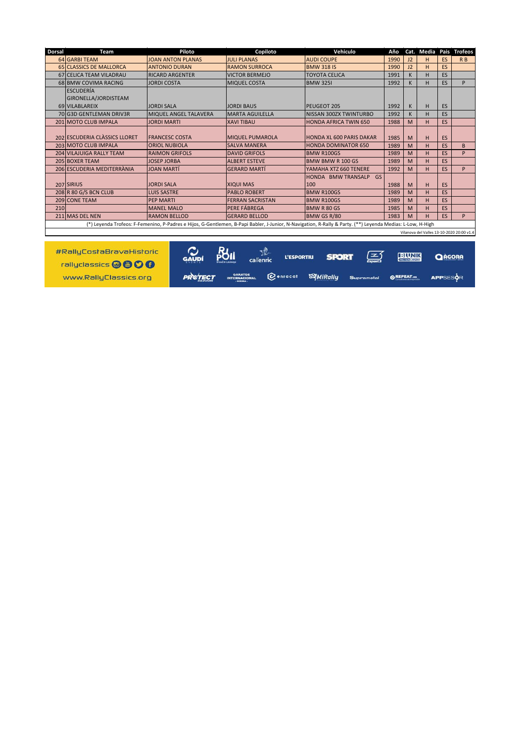| Dorsal | Team | Piloto | Copiloto | Vehiculo | Año | Cat. | Media | Pais | Trofeos |
|---|---|---|---|---|---|---|---|---|---|
| 64 | GARBI TEAM | JOAN ANTON PLANAS | JULI PLANAS | AUDI COUPE | 1990 | J2 | H | ES | R B |
| 65 | CLASSICS DE MALLORCA | ANTONIO DURAN | RAMON SURROCA | BMW 318 IS | 1990 | J2 | H | ES | |
| 67 | CELICA TEAM VILADRAU | RICARD ARGENTER | VICTOR BERMEJO | TOYOTA CELICA | 1991 | K | H | ES | |
| 68 | BMW COVIMA RACING | JORDI COSTA | MIQUEL COSTA | BMW 325I | 1992 | K | H | ES | P |
| 69 | ESCUDERÍA GIRONELLA/JORDISTEAM VILABLAREIX | JORDI SALA | JORDI BAUS | PEUGEOT 205 | 1992 | K | H | ES | |
| 70 | G3D GENTLEMAN DRIV3R | MIQUEL ANGEL TALAVERA | MARTA AGUILELLA | NISSAN 300ZX TWINTURBO | 1992 | K | H | ES | |
| 201 | MOTO CLUB IMPALA | JORDI MARTI | XAVI TIBAU | HONDA AFRICA TWIN 650 | 1988 | M | H | ES | |
| 202 | ESCUDERIA CLÀSSICS LLORET | FRANCESC COSTA | MIQUEL PUMAROLA | HONDA XL 600 PARIS DAKAR | 1985 | M | H | ES | |
| 203 | MOTO CLUB IMPALA | ORIOL NUBIOLA | SALVA MANERA | HONDA DOMINATOR 650 | 1989 | M | H | ES | B |
| 204 | VILAJUIGA RALLY TEAM | RAIMON GRIFOLS | DAVID GRIFOLS | BMW R100GS | 1989 | M | H | ES | P |
| 205 | BOXER TEAM | JOSEP JORBA | ALBERT ESTEVE | BMW BMW R 100 GS | 1989 | M | H | ES | |
| 206 | ESCUDERIA MEDITERRÀNIA | JOAN MARTÍ | GERARD MARTÍ | YAMAHA XTZ 660 TENERE | 1992 | M | H | ES | P |
| 207 | SIRIUS | JORDI SALA | XIQUI MAS | HONDA BMW TRANSALP GS 100 | 1988 | M | H | ES | |
| 208 | R 80 G/S BCN CLUB | LUIS SASTRE | PABLO ROBERT | BMW R100GS | 1989 | M | H | ES | |
| 209 | CONE TEAM | PEP MARTI | FERRAN SACRISTAN | BMW R100GS | 1989 | M | H | ES | |
| 210 | | MANEL MALO | PERE FÁBREGA | BMW R 80 GS | 1985 | M | H | ES | |
| 211 | MAS DEL NEN | RAMON BELLOD | GERARD BELLOD | BMW GS R/80 | 1983 | M | H | ES | P |

(*) Leyenda Trofeos: F-Femenino, P-Padres e Hijos, G-Gentlemen, B-Papi Babler, J-Junior, N-Navigation, R-Rally & Party. (**) Leyenda Medias: L-Low, H-High

Vilanova del Valles 13-10-2020 20:00 v1.4

#RallyCostaBravaHistoric

rallyclassics

www.RallyClassics.org